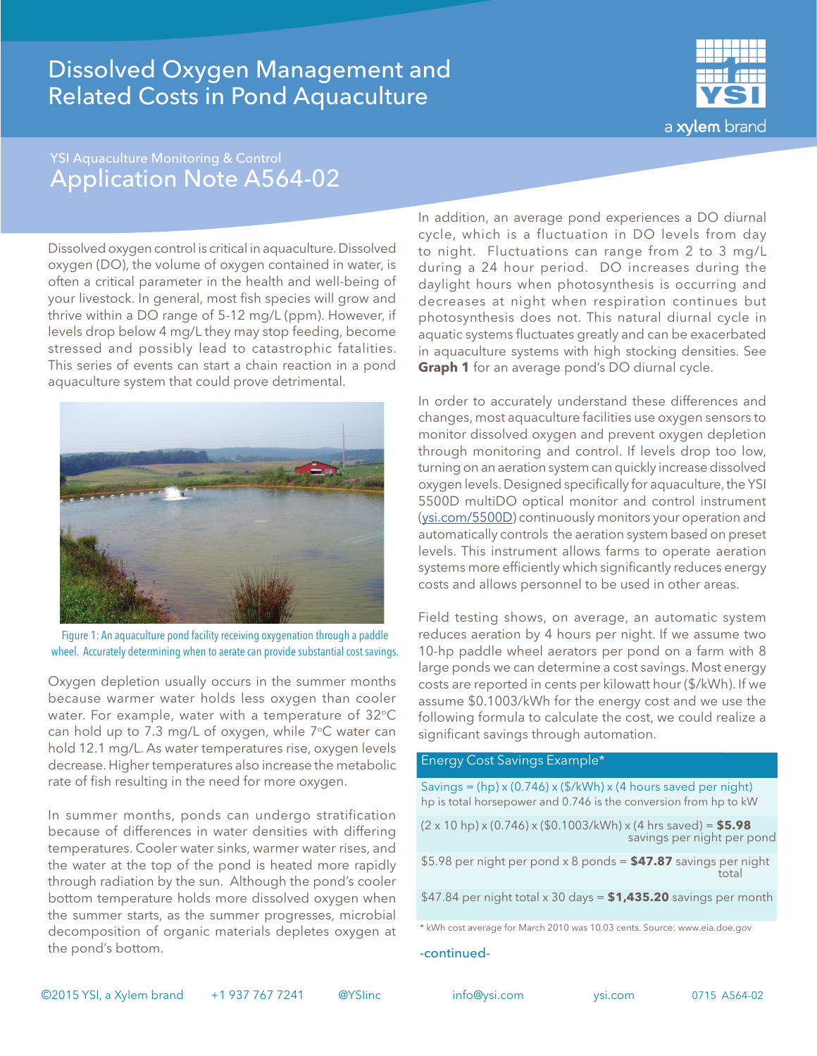# Dissolved Oxygen Management and Related Costs in Pond Aquaculture

YSI Aquaculture Monitoring & Control

## Application Note A564-02

Dissolved oxygen control is critical in aquaculture. Dissolved oxygen (DO), the volume of oxygen contained in water, is often a critical parameter in the health and well-being of your livestock. In general, most fish species will grow and thrive within a DO range of 5-12 mg/L (ppm). However, if levels drop below 4 mg/L they may stop feeding, become stressed and possibly lead to catastrophic fatalities. This series of events can start a chain reaction in a pond aquaculture system that could prove detrimental.

Figure 1: An aquaculture pond facility receiving oxygenation through a paddle wheel. Accurately determining when to aerate can provide substantial cost savings.

Oxygen depletion usually occurs in the summer months because warmer water holds less oxygen than cooler water. For example, water with a temperature of 32°C can hold up to 7.3 mg/L of oxygen, while 7°C water can hold 12.1 mg/L. As water temperatures rise, oxygen levels decrease. Higher temperatures also increase the metabolic rate of fish resulting in the need for more oxygen.

In summer months, ponds can undergo stratification because of differences in water densities with differing temperatures. Cooler water sinks, warmer water rises, and the water at the top of the pond is heated more rapidly through radiation by the sun. Although the pond's cooler bottom temperature holds more dissolved oxygen when the summer starts, as the summer progresses, microbial decomposition of organic materials depletes oxygen at the pond's bottom.

In addition, an average pond experiences a DO diurnal cycle, which is a fluctuation in DO levels from day to night. Fluctuations can range from 2 to 3 mg/L during a 24 hour period. DO increases during the daylight hours when photosynthesis is occurring and decreases at night when respiration continues but photosynthesis does not. This natural diurnal cycle in aquatic systems fluctuates greatly and can be exacerbated in aquaculture systems with high stocking densities. See **Graph 1** for an average pond's DO diurnal cycle.

In order to accurately understand these differences and changes, most aquaculture facilities use oxygen sensors to monitor dissolved oxygen and prevent oxygen depletion through monitoring and control. If levels drop too low, turning on an aeration system can quickly increase dissolved oxygen levels. Designed specifically for aquaculture, the YSI 5500D multiDO optical monitor and control instrument (ysi.com/5500D) continuously monitors your operation and automatically controls the aeration system based on preset levels. This instrument allows farms to operate aeration systems more efficiently which significantly reduces energy costs and allows personnel to be used in other areas.

Field testing shows, on average, an automatic system reduces aeration by 4 hours per night. If we assume two 10-hp paddle wheel aerators per pond on a farm with 8 large ponds we can determine a cost savings. Most energy costs are reported in cents per kilowatt hour ($/kWh). If we assume $0.1003/kWh for the energy cost and we use the following formula to calculate the cost, we could realize a significant savings through automation.

### Energy Cost Savings Example*

Savings = (hp) x (0.746) x ($/kWh) x (4 hours saved per night)
hp is total horsepower and 0.746 is the conversion from hp to kW

(2 x 10 hp) x (0.746) x ($0.1003/kWh) x (4 hrs saved) = **$5.98** savings per night per pond

$5.98 per night per pond x 8 ponds = **$47.87** savings per night total

$47.84 per night total x 30 days = **$1,435.20** savings per month

\* kWh cost average for March 2010 was 10.03 cents. Source: www.eia.doe.gov

-continued-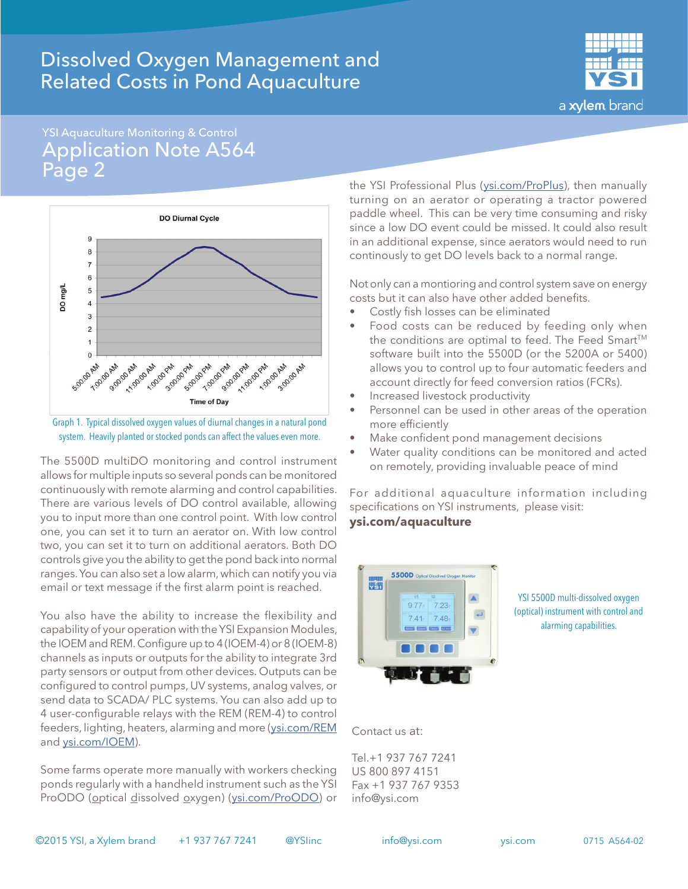# Dissolved Oxygen Management and Related Costs in Pond Aquaculture

YSI Aquaculture Monitoring & Control

## Application Note A564
## Page 2

DO Diurnal Cycle

DO mg/L

9
8
7
6
5
4
3
2
1
0

5:00:00 AM
7:00:00 AM
9:00:00 AM
11:00:00 AM
1:00:00 PM
3:00:00 PM
5:00:00 PM
7:00:00 PM
9:00:00 PM
11:00:00 PM
1:00:00 AM
3:00:00 AM

Time of Day

Graph 1. Typical dissolved oxygen values of diurnal changes in a natural pond system. Heavily planted or stocked ponds can affect the values even more.

The 5500D multiDO monitoring and control instrument allows for multiple inputs so several ponds can be monitored continuously with remote alarming and control capabilities. There are various levels of DO control available, allowing you to input more than one control point. With low control one, you can set it to turn an aerator on. With low control two, you can set it to turn on additional aerators. Both DO controls give you the ability to get the pond back into normal ranges. You can also set a low alarm, which can notify you via email or text message if the first alarm point is reached.

You also have the ability to increase the flexibility and capability of your operation with the YSI Expansion Modules, the IOEM and REM. Configure up to 4 (IOEM-4) or 8 (IOEM-8) channels as inputs or outputs for the ability to integrate 3rd party sensors or output from other devices. Outputs can be configured to control pumps, UV systems, analog valves, or send data to SCADA/ PLC systems. You can also add up to 4 user-configurable relays with the REM (REM-4) to control feeders, lighting, heaters, alarming and more (ysi.com/REM and ysi.com/IOEM).

Some farms operate more manually with workers checking ponds regularly with a handheld instrument such as the YSI ProODO (optical dissolved oxygen) (ysi.com/ProODO) or the YSI Professional Plus (ysi.com/ProPlus), then manually turning on an aerator or operating a tractor powered paddle wheel. This can be very time consuming and risky since a low DO event could be missed. It could also result in an additional expense, since aerators would need to run continously to get DO levels back to a normal range.

Not only can a montioring and control system save on energy costs but it can also have other added benefits.

- Costly fish losses can be eliminated
- Food costs can be reduced by feeding only when the conditions are optimal to feed. The Feed Smart™ software built into the 5500D (or the 5200A or 5400) allows you to control up to four automatic feeders and account directly for feed conversion ratios (FCRs).
- Increased livestock productivity
- Personnel can be used in other areas of the operation more efficiently
- Make confident pond management decisions
- Water quality conditions can be monitored and acted on remotely, providing invaluable peace of mind

For additional aquaculture information including specifications on YSI instruments, please visit:
**ysi.com/aquaculture**

YSI 5500D multi-dissolved oxygen (optical) instrument with control and alarming capabilities.

Contact us at:

Tel.+1 937 767 7241
US 800 897 4151
Fax +1 937 767 9353
info@ysi.com

©2015 YSI, a Xylem brand  +1 937 767 7241  @YSIinc  info@ysi.com  ysi.com  0715 A564-02